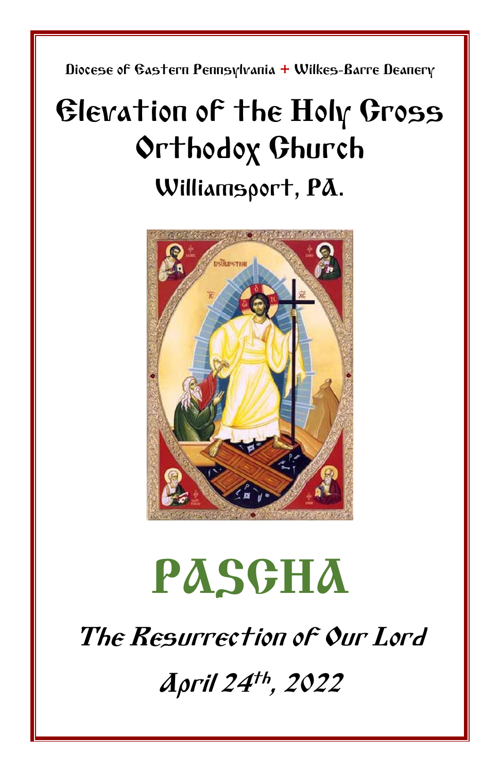Diocese of Eastern Pennsylvania + Wilkes-Barre Deanery

# Elevation of the Holy Cross Orthodox Church

## Williamsport, PA.

# PASCHA

*The Resurrection of Our Lord*

*April 24th, 2022*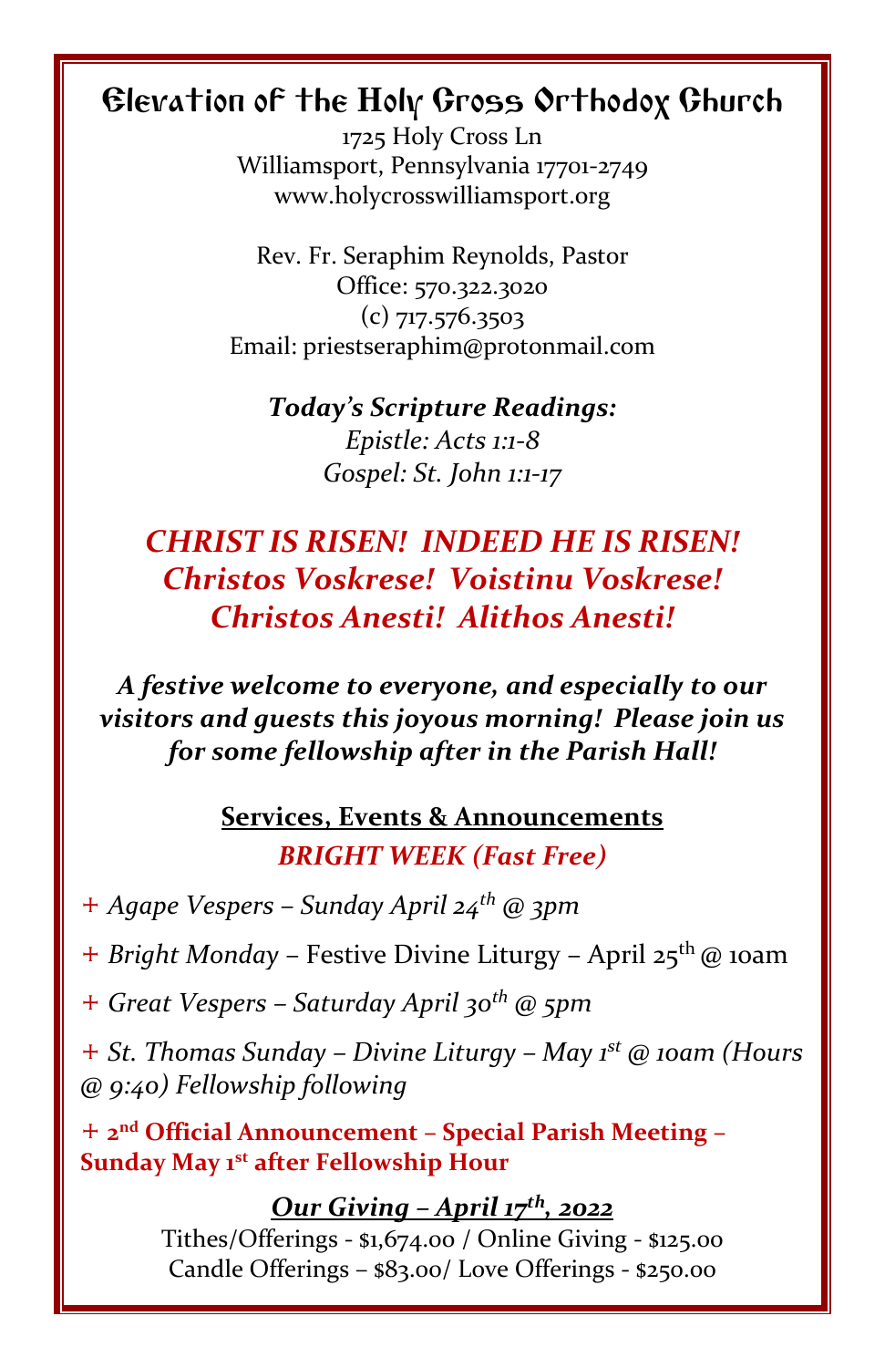# Elevation of the Holy Cross Orthodox Church

1725 Holy Cross Ln
Williamsport, Pennsylvania 17701-2749
www.holycrosswilliamsport.org

Rev. Fr. Seraphim Reynolds, Pastor
Office: 570.322.3020
(c) 717.576.3503
Email: priestseraphim@protonmail.com

***Today's Scripture Readings:***
*Epistle: Acts 1:1-8*
*Gospel: St. John 1:1-17*

***CHRIST IS RISEN! INDEED HE IS RISEN!***
***Christos Voskrese! Voistinu Voskrese!***
***Christos Anesti! Alithos Anesti!***

***A festive welcome to everyone, and especially to our visitors and guests this joyous morning! Please join us for some fellowship after in the Parish Hall!***

## Services, Events & Announcements

*BRIGHT WEEK (Fast Free)*

+ *Agape Vespers – Sunday April 24th @ 3pm*
+ *Bright Monday* – Festive Divine Liturgy – April 25th @ 10am
+ *Great Vespers – Saturday April 30th @ 5pm*
+ *St. Thomas Sunday – Divine Liturgy – May 1st @ 10am (Hours @ 9:40) Fellowship following*
+ **2nd Official Announcement – Special Parish Meeting – Sunday May 1st after Fellowship Hour**

***Our Giving – April 17th, 2022***

Tithes/Offerings - $1,674.00 / Online Giving - $125.00
Candle Offerings – $83.00/ Love Offerings - $250.00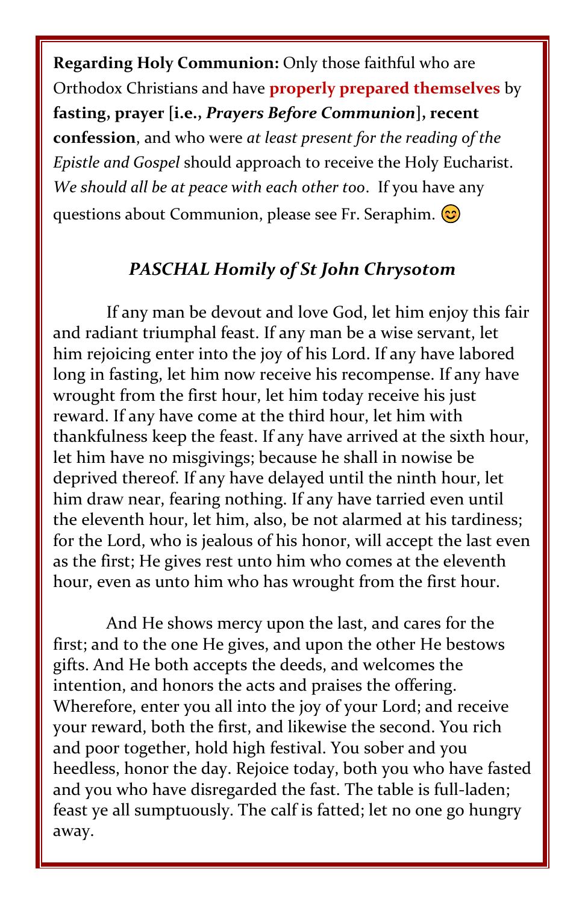**Regarding Holy Communion:** Only those faithful who are Orthodox Christians and have **properly prepared themselves** by **fasting, prayer [i.e., *Prayers Before Communion*], recent confession**, and who were *at least present for the reading of the Epistle and Gospel* should approach to receive the Holy Eucharist. *We should all be at peace with each other too*. If you have any questions about Communion, please see Fr. Seraphim. 😊

### *PASCHAL Homily of St John Chrysotom*

If any man be devout and love God, let him enjoy this fair and radiant triumphal feast. If any man be a wise servant, let him rejoicing enter into the joy of his Lord. If any have labored long in fasting, let him now receive his recompense. If any have wrought from the first hour, let him today receive his just reward. If any have come at the third hour, let him with thankfulness keep the feast. If any have arrived at the sixth hour, let him have no misgivings; because he shall in nowise be deprived thereof. If any have delayed until the ninth hour, let him draw near, fearing nothing. If any have tarried even until the eleventh hour, let him, also, be not alarmed at his tardiness; for the Lord, who is jealous of his honor, will accept the last even as the first; He gives rest unto him who comes at the eleventh hour, even as unto him who has wrought from the first hour.

And He shows mercy upon the last, and cares for the first; and to the one He gives, and upon the other He bestows gifts. And He both accepts the deeds, and welcomes the intention, and honors the acts and praises the offering. Wherefore, enter you all into the joy of your Lord; and receive your reward, both the first, and likewise the second. You rich and poor together, hold high festival. You sober and you heedless, honor the day. Rejoice today, both you who have fasted and you who have disregarded the fast. The table is full-laden; feast ye all sumptuously. The calf is fatted; let no one go hungry away.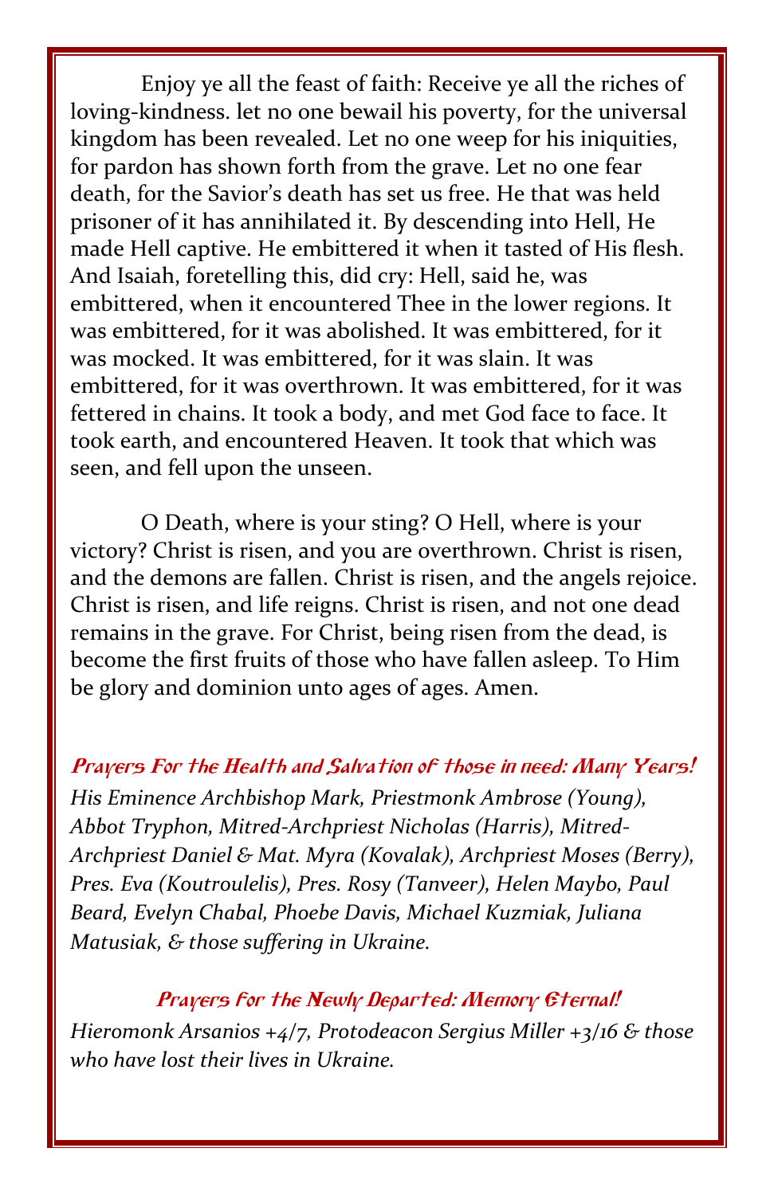Enjoy ye all the feast of faith: Receive ye all the riches of loving-kindness. let no one bewail his poverty, for the universal kingdom has been revealed. Let no one weep for his iniquities, for pardon has shown forth from the grave. Let no one fear death, for the Savior's death has set us free. He that was held prisoner of it has annihilated it. By descending into Hell, He made Hell captive. He embittered it when it tasted of His flesh. And Isaiah, foretelling this, did cry: Hell, said he, was embittered, when it encountered Thee in the lower regions. It was embittered, for it was abolished. It was embittered, for it was mocked. It was embittered, for it was slain. It was embittered, for it was overthrown. It was embittered, for it was fettered in chains. It took a body, and met God face to face. It took earth, and encountered Heaven. It took that which was seen, and fell upon the unseen.

O Death, where is your sting? O Hell, where is your victory? Christ is risen, and you are overthrown. Christ is risen, and the demons are fallen. Christ is risen, and the angels rejoice. Christ is risen, and life reigns. Christ is risen, and not one dead remains in the grave. For Christ, being risen from the dead, is become the first fruits of those who have fallen asleep. To Him be glory and dominion unto ages of ages. Amen.

**Prayers For the Health and Salvation of those in need: Many Years!**

*His Eminence Archbishop Mark, Priestmonk Ambrose (Young), Abbot Tryphon, Mitred-Archpriest Nicholas (Harris), Mitred-Archpriest Daniel & Mat. Myra (Kovalak), Archpriest Moses (Berry), Pres. Eva (Koutroulelis), Pres. Rosy (Tanveer), Helen Maybo, Paul Beard, Evelyn Chabal, Phoebe Davis, Michael Kuzmiak, Juliana Matusiak, & those suffering in Ukraine.*

**Prayers for the Newly Departed: Memory Eternal!**

*Hieromonk Arsanios +4/7, Protodeacon Sergius Miller +3/16 & those who have lost their lives in Ukraine.*